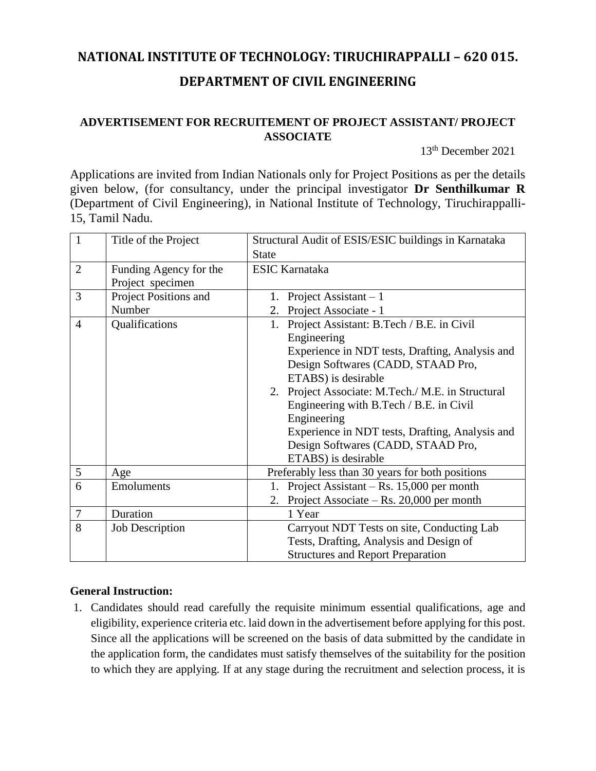# NATIONAL INSTITUTE OF TECHNOLOGY: TIRUCHIRAPPALLI – 620 015.

## DEPARTMENT OF CIVIL ENGINEERING

### ADVERTISEMENT FOR RECRUITEMENT OF PROJECT ASSISTANT/ PROJECT ASSOCIATE

13th December 2021

Applications are invited from Indian Nationals only for Project Positions as per the details given below, (for consultancy, under the principal investigator **Dr Senthilkumar R** (Department of Civil Engineering), in National Institute of Technology, Tiruchirappalli-15, Tamil Nadu.

| 1 | Title of the Project | Structural Audit of ESIS/ESIC buildings in Karnataka State |
|---|---|---|
| 2 | Funding Agency for the Project specimen | ESIC Karnataka |
| 3 | Project Positions and Number | 1. Project Assistant – 1<br>2. Project Associate - 1 |
| 4 | Qualifications | 1. Project Assistant: B.Tech / B.E. in Civil Engineering<br>Experience in NDT tests, Drafting, Analysis and Design Softwares (CADD, STAAD Pro, ETABS) is desirable<br>2. Project Associate: M.Tech./ M.E. in Structural Engineering with B.Tech / B.E. in Civil Engineering<br>Experience in NDT tests, Drafting, Analysis and Design Softwares (CADD, STAAD Pro, ETABS) is desirable |
| 5 | Age | Preferably less than 30 years for both positions |
| 6 | Emoluments | 1. Project Assistant – Rs. 15,000 per month<br>2. Project Associate – Rs. 20,000 per month |
| 7 | Duration | 1 Year |
| 8 | Job Description | Carryout NDT Tests on site, Conducting Lab Tests, Drafting, Analysis and Design of Structures and Report Preparation |

**General Instruction:**

1. Candidates should read carefully the requisite minimum essential qualifications, age and eligibility, experience criteria etc. laid down in the advertisement before applying for this post. Since all the applications will be screened on the basis of data submitted by the candidate in the application form, the candidates must satisfy themselves of the suitability for the position to which they are applying. If at any stage during the recruitment and selection process, it is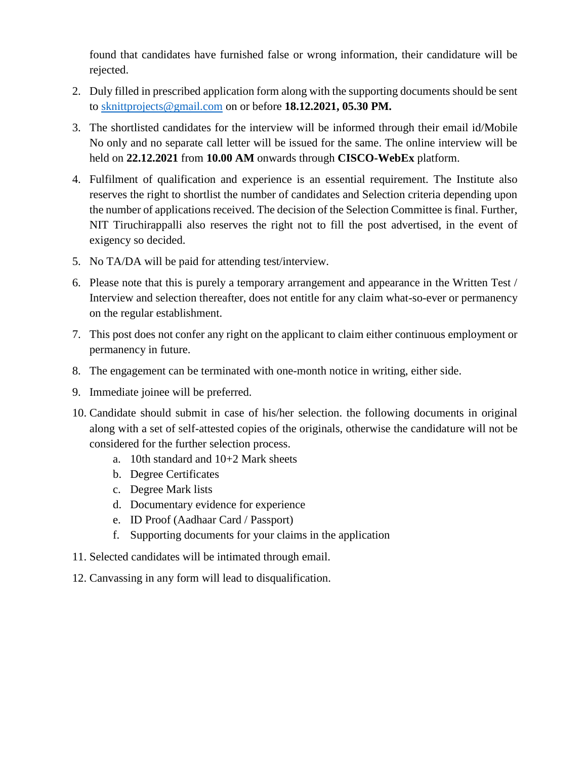found that candidates have furnished false or wrong information, their candidature will be rejected.

2. Duly filled in prescribed application form along with the supporting documents should be sent to sknittprojects@gmail.com on or before **18.12.2021, 05.30 PM.**

3. The shortlisted candidates for the interview will be informed through their email id/Mobile No only and no separate call letter will be issued for the same. The online interview will be held on **22.12.2021** from **10.00 AM** onwards through **CISCO-WebEx** platform.

4. Fulfilment of qualification and experience is an essential requirement. The Institute also reserves the right to shortlist the number of candidates and Selection criteria depending upon the number of applications received. The decision of the Selection Committee is final. Further, NIT Tiruchirappalli also reserves the right not to fill the post advertised, in the event of exigency so decided.

5. No TA/DA will be paid for attending test/interview.

6. Please note that this is purely a temporary arrangement and appearance in the Written Test / Interview and selection thereafter, does not entitle for any claim what-so-ever or permanency on the regular establishment.

7. This post does not confer any right on the applicant to claim either continuous employment or permanency in future.

8. The engagement can be terminated with one-month notice in writing, either side.

9. Immediate joinee will be preferred.

10. Candidate should submit in case of his/her selection. the following documents in original along with a set of self-attested copies of the originals, otherwise the candidature will not be considered for the further selection process.
    a. 10th standard and 10+2 Mark sheets
    b. Degree Certificates
    c. Degree Mark lists
    d. Documentary evidence for experience
    e. ID Proof (Aadhaar Card / Passport)
    f. Supporting documents for your claims in the application

11. Selected candidates will be intimated through email.

12. Canvassing in any form will lead to disqualification.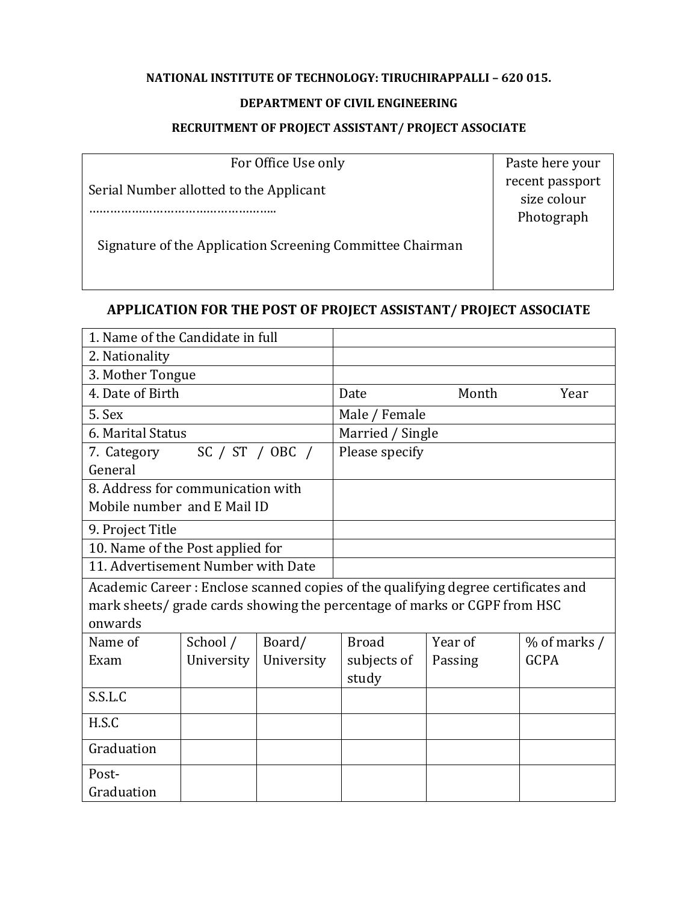**NATIONAL INSTITUTE OF TECHNOLOGY: TIRUCHIRAPPALLI – 620 015.**

**DEPARTMENT OF CIVIL ENGINEERING**

**RECRUITMENT OF PROJECT ASSISTANT/ PROJECT ASSOCIATE**

| For Office Use only<br><br>Serial Number allotted to the Applicant<br>……………………………………………..<br><br>Signature of the Application Screening Committee Chairman | Paste here your recent passport size colour Photograph |
|---|---|

**APPLICATION FOR THE POST OF PROJECT ASSISTANT/ PROJECT ASSOCIATE**

| | |
|---|---|
| 1. Name of the Candidate in full | |
| 2. Nationality | |
| 3. Mother Tongue | |
| 4. Date of Birth | Date Month Year |
| 5. Sex | Male / Female |
| 6. Marital Status | Married / Single |
| 7. Category SC / ST / OBC / General | Please specify |
| 8. Address for communication with Mobile number and E Mail ID | |
| 9. Project Title | |
| 10. Name of the Post applied for | |
| 11. Advertisement Number with Date | |

Academic Career : Enclose scanned copies of the qualifying degree certificates and mark sheets/ grade cards showing the percentage of marks or CGPF from HSC onwards

| Name of Exam | School / University | Board/ University | Broad subjects of study | Year of Passing | % of marks / GCPA |
|---|---|---|---|---|---|
| S.S.L.C | | | | | |
| H.S.C | | | | | |
| Graduation | | | | | |
| Post-Graduation | | | | | |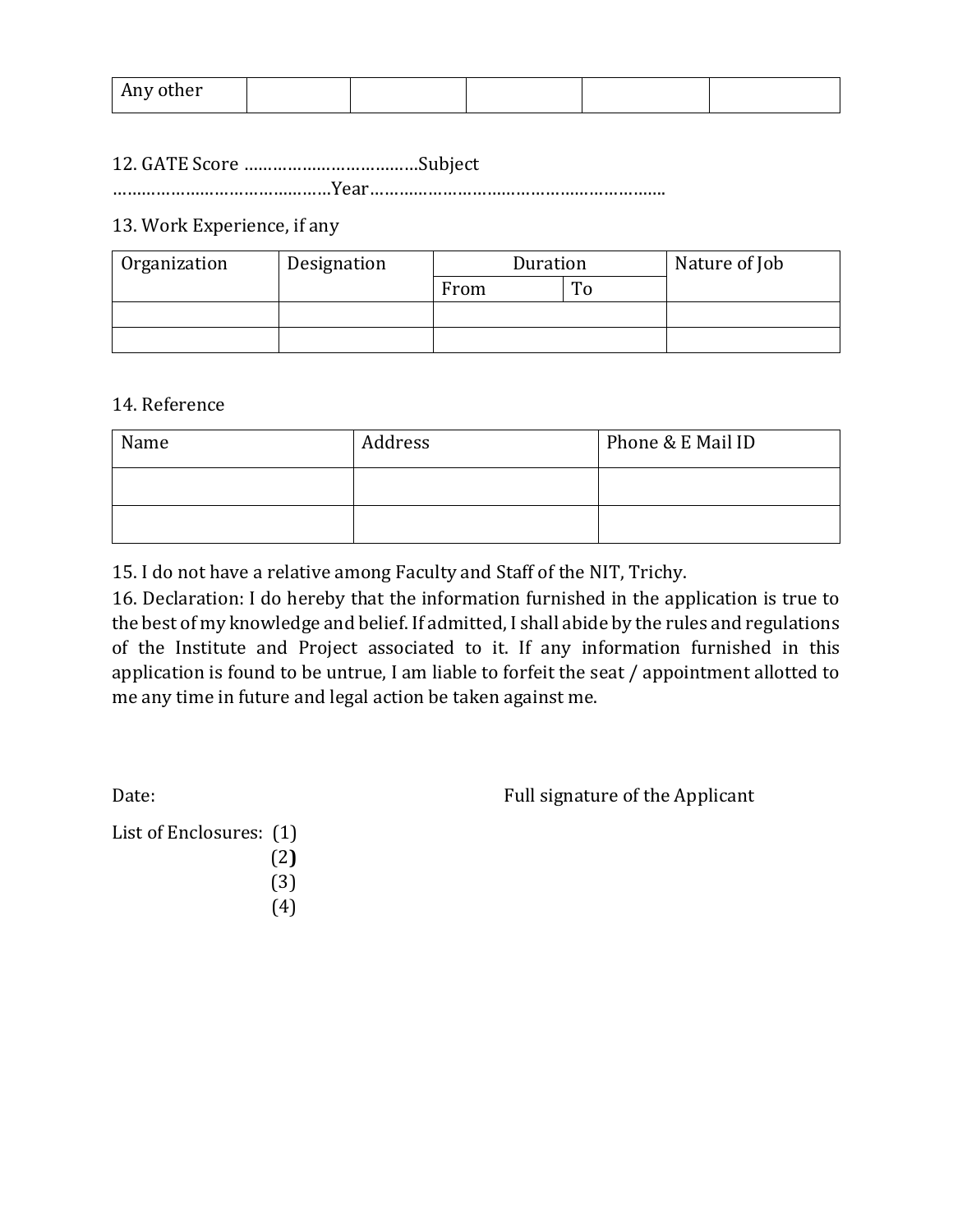| | | | | | |
|---|---|---|---|---|---|
| Any other | | | | | |

12. GATE Score ………………………………Subject ………………………………………Year……………………………………………………..

13. Work Experience, if any

| Organization | Designation | Duration | | Nature of Job |
|---|---|---|---|---|
| | | From | To | |
| | | | | |
| | | | | |

14. Reference

| Name | Address | Phone & E Mail ID |
|---|---|---|
| | | |
| | | |

15. I do not have a relative among Faculty and Staff of the NIT, Trichy.

16. Declaration: I do hereby that the information furnished in the application is true to the best of my knowledge and belief. If admitted, I shall abide by the rules and regulations of the Institute and Project associated to it. If any information furnished in this application is found to be untrue, I am liable to forfeit the seat / appointment allotted to me any time in future and legal action be taken against me.

Date: Full signature of the Applicant

List of Enclosures: (1)
(2)
(3)
(4)